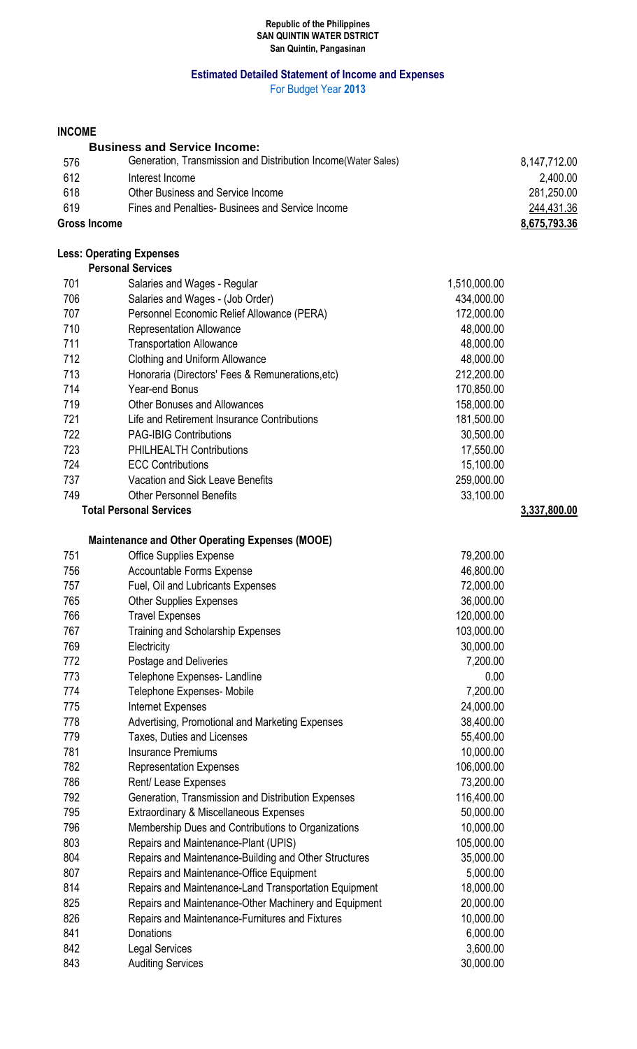**Republic of the Philippines**
**SAN QUINTIN WATER DSTRICT**
**San Quintin, Pangasinan**

## Estimated Detailed Statement of Income and Expenses

For Budget Year **2013**

| | | | |
|---|---|---|---|
| **INCOME** | | | |
| | **Business and Service Income:** | | |
| 576 | Generation, Transmission and Distribution Income(Water Sales) | | 8,147,712.00 |
| 612 | Interest Income | | 2,400.00 |
| 618 | Other Business and Service Income | | 281,250.00 |
| 619 | Fines and Penalties- Businees and Service Income | | 244,431.36 |
| **Gross Income** | | | **8,675,793.36** |
| **Less: Operating Expenses** | | | |
| | **Personal Services** | | |
| 701 | Salaries and Wages - Regular | 1,510,000.00 | |
| 706 | Salaries and Wages - (Job Order) | 434,000.00 | |
| 707 | Personnel Economic Relief Allowance (PERA) | 172,000.00 | |
| 710 | Representation Allowance | 48,000.00 | |
| 711 | Transportation Allowance | 48,000.00 | |
| 712 | Clothing and Uniform Allowance | 48,000.00 | |
| 713 | Honoraria (Directors' Fees & Remunerations,etc) | 212,200.00 | |
| 714 | Year-end Bonus | 170,850.00 | |
| 719 | Other Bonuses and Allowances | 158,000.00 | |
| 721 | Life and Retirement Insurance Contributions | 181,500.00 | |
| 722 | PAG-IBIG Contributions | 30,500.00 | |
| 723 | PHILHEALTH Contributions | 17,550.00 | |
| 724 | ECC Contributions | 15,100.00 | |
| 737 | Vacation and Sick Leave Benefits | 259,000.00 | |
| 749 | Other Personnel Benefits | 33,100.00 | |
| | **Total Personal Services** | | **3,337,800.00** |
| | **Maintenance and Other Operating Expenses (MOOE)** | | |
| 751 | Office Supplies Expense | 79,200.00 | |
| 756 | Accountable Forms Expense | 46,800.00 | |
| 757 | Fuel, Oil and Lubricants Expenses | 72,000.00 | |
| 765 | Other Supplies Expenses | 36,000.00 | |
| 766 | Travel Expenses | 120,000.00 | |
| 767 | Training and Scholarship Expenses | 103,000.00 | |
| 769 | Electricity | 30,000.00 | |
| 772 | Postage and Deliveries | 7,200.00 | |
| 773 | Telephone Expenses- Landline | 0.00 | |
| 774 | Telephone Expenses- Mobile | 7,200.00 | |
| 775 | Internet Expenses | 24,000.00 | |
| 778 | Advertising, Promotional and Marketing Expenses | 38,400.00 | |
| 779 | Taxes, Duties and Licenses | 55,400.00 | |
| 781 | Insurance Premiums | 10,000.00 | |
| 782 | Representation Expenses | 106,000.00 | |
| 786 | Rent/ Lease Expenses | 73,200.00 | |
| 792 | Generation, Transmission and Distribution Expenses | 116,400.00 | |
| 795 | Extraordinary & Miscellaneous Expenses | 50,000.00 | |
| 796 | Membership Dues and Contributions to Organizations | 10,000.00 | |
| 803 | Repairs and Maintenance-Plant (UPIS) | 105,000.00 | |
| 804 | Repairs and Maintenance-Building and Other Structures | 35,000.00 | |
| 807 | Repairs and Maintenance-Office Equipment | 5,000.00 | |
| 814 | Repairs and Maintenance-Land Transportation Equipment | 18,000.00 | |
| 825 | Repairs and Maintenance-Other Machinery and Equipment | 20,000.00 | |
| 826 | Repairs and Maintenance-Furnitures and Fixtures | 10,000.00 | |
| 841 | Donations | 6,000.00 | |
| 842 | Legal Services | 3,600.00 | |
| 843 | Auditing Services | 30,000.00 | |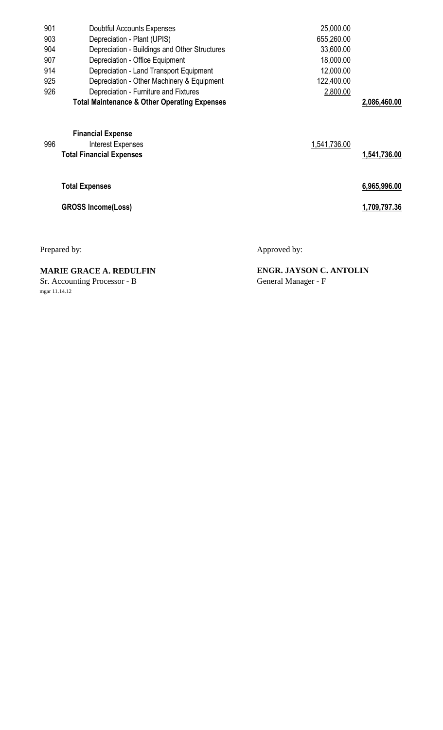| | | | |
|---|---|---|---|
| 901 | Doubtful Accounts Expenses | 25,000.00 | |
| 903 | Depreciation - Plant (UPIS) | 655,260.00 | |
| 904 | Depreciation - Buildings and Other Structures | 33,600.00 | |
| 907 | Depreciation - Office Equipment | 18,000.00 | |
| 914 | Depreciation - Land Transport Equipment | 12,000.00 | |
| 925 | Depreciation - Other Machinery & Equipment | 122,400.00 | |
| 926 | Depreciation - Furniture and Fixtures | 2,800.00 | |
| | **Total Maintenance & Other Operating Expenses** | | **2,086,460.00** |
| | **Financial Expense** | | |
| 996 | Interest Expenses | 1,541,736.00 | |
| | **Total Financial Expenses** | | **1,541,736.00** |
| | **Total Expenses** | | **6,965,996.00** |
| | **GROSS Income(Loss)** | | **1,709,797.36** |

Prepared by:

**MARIE GRACE A. REDULFIN**
Sr. Accounting Processor - B
mgar 11.14.12

Approved by:

**ENGR. JAYSON C. ANTOLIN**
General Manager - F